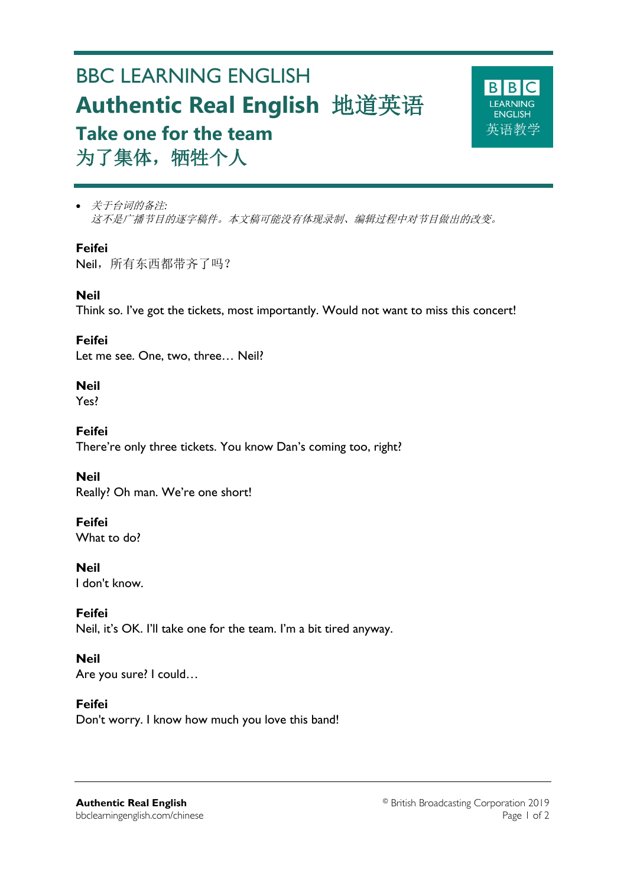# BBC LEARNING ENGLISH

## Authentic Real English 地道英语

### Take one for the team
### 为了集体，牺牲个人

- *关于台词的备注:*
  *这不是广播节目的逐字稿件。本文稿可能没有体现录制、编辑过程中对节目做出的改变。*

**Feifei**
Neil，所有东西都带齐了吗？

**Neil**
Think so. I've got the tickets, most importantly. Would not want to miss this concert!

**Feifei**
Let me see. One, two, three… Neil?

**Neil**
Yes?

**Feifei**
There're only three tickets. You know Dan's coming too, right?

**Neil**
Really? Oh man. We're one short!

**Feifei**
What to do?

**Neil**
I don't know.

**Feifei**
Neil, it's OK. I'll take one for the team. I'm a bit tired anyway.

**Neil**
Are you sure? I could…

**Feifei**
Don't worry. I know how much you love this band!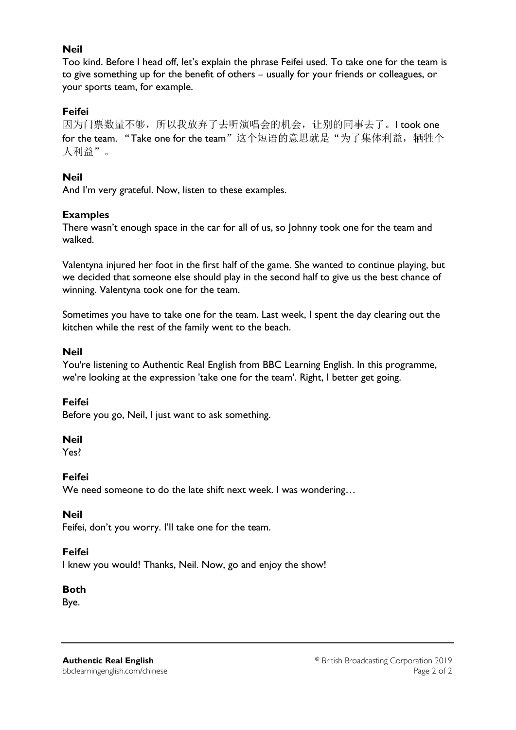**Neil**

Too kind. Before I head off, let's explain the phrase Feifei used. To take one for the team is to give something up for the benefit of others – usually for your friends or colleagues, or your sports team, for example.

**Feifei**

因为门票数量不够，所以我放弃了去听演唱会的机会，让别的同事去了。I took one for the team. "Take one for the team"这个短语的意思就是"为了集体利益，牺牲个人利益"。

**Neil**

And I'm very grateful. Now, listen to these examples.

**Examples**

There wasn't enough space in the car for all of us, so Johnny took one for the team and walked.

Valentyna injured her foot in the first half of the game. She wanted to continue playing, but we decided that someone else should play in the second half to give us the best chance of winning. Valentyna took one for the team.

Sometimes you have to take one for the team. Last week, I spent the day clearing out the kitchen while the rest of the family went to the beach.

**Neil**

You're listening to Authentic Real English from BBC Learning English. In this programme, we're looking at the expression 'take one for the team'. Right, I better get going.

**Feifei**

Before you go, Neil, I just want to ask something.

**Neil**

Yes?

**Feifei**

We need someone to do the late shift next week. I was wondering…

**Neil**

Feifei, don't you worry. I'll take one for the team.

**Feifei**

I knew you would! Thanks, Neil. Now, go and enjoy the show!

**Both**

Bye.